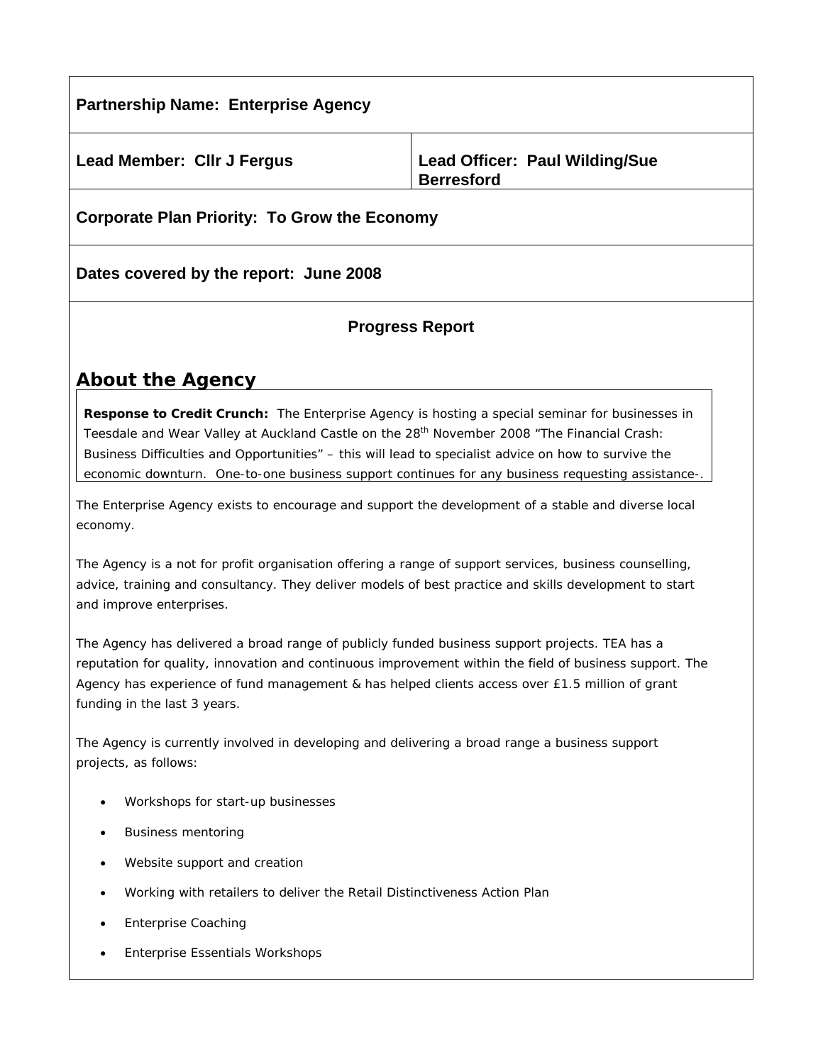**Partnership Name: Enterprise Agency**

| Lead Member: Cllr J Fergus | Lead Officer: Paul Wilding/Sue Berresford |
| --- | --- |

**Corporate Plan Priority: To Grow the Economy**

**Dates covered by the report: June 2008**

**Progress Report**

## About the Agency

**Response to Credit Crunch:** The Enterprise Agency is hosting a special seminar for businesses in Teesdale and Wear Valley at Auckland Castle on the 28th November 2008 "The Financial Crash: Business Difficulties and Opportunities" – this will lead to specialist advice on how to survive the economic downturn. One-to-one business support continues for any business requesting assistance-.

The Enterprise Agency exists to encourage and support the development of a stable and diverse local economy.

The Agency is a not for profit organisation offering a range of support services, business counselling, advice, training and consultancy. They deliver models of best practice and skills development to start and improve enterprises.

The Agency has delivered a broad range of publicly funded business support projects. TEA has a reputation for quality, innovation and continuous improvement within the field of business support. The Agency has experience of fund management & has helped clients access over £1.5 million of grant funding in the last 3 years.

The Agency is currently involved in developing and delivering a broad range a business support projects, as follows:

- Workshops for start-up businesses
- Business mentoring
- Website support and creation
- Working with retailers to deliver the Retail Distinctiveness Action Plan
- Enterprise Coaching
- Enterprise Essentials Workshops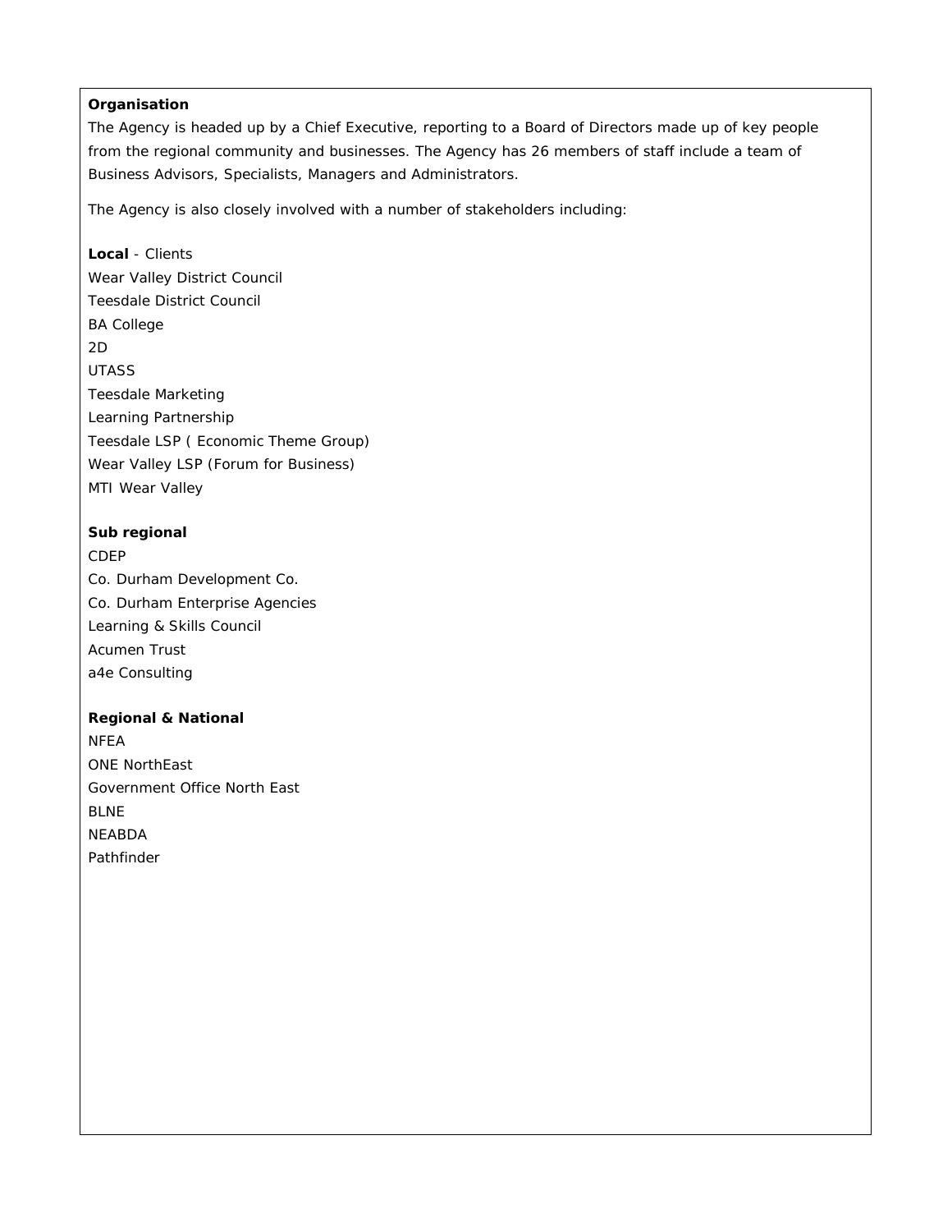**Organisation**

The Agency is headed up by a Chief Executive, reporting to a Board of Directors made up of key people from the regional community and businesses. The Agency has 26 members of staff include a team of Business Advisors, Specialists, Managers and Administrators.

The Agency is also closely involved with a number of stakeholders including:

**Local** - Clients
Wear Valley District Council
Teesdale District Council
BA College
2D
UTASS
Teesdale Marketing
Learning Partnership
Teesdale LSP ( Economic Theme Group)
Wear Valley LSP (Forum for Business)
MTI Wear Valley

**Sub regional**
CDEP
Co. Durham Development Co.
Co. Durham Enterprise Agencies
Learning & Skills Council
Acumen Trust
a4e Consulting

**Regional & National**
NFEA
ONE NorthEast
Government Office North East
BLNE
NEABDA
Pathfinder